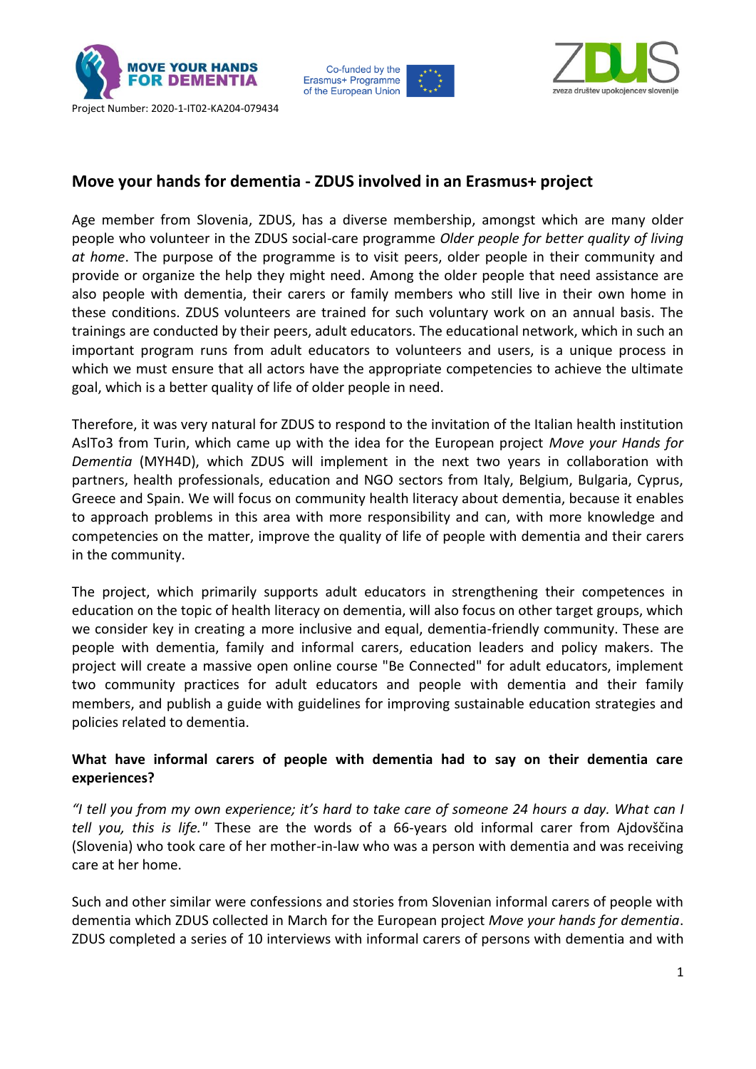Project Number: 2020-1-IT02-KA204-079434

## Move your hands for dementia - ZDUS involved in an Erasmus+ project

Age member from Slovenia, ZDUS, has a diverse membership, amongst which are many older people who volunteer in the ZDUS social-care programme *Older people for better quality of living at home*. The purpose of the programme is to visit peers, older people in their community and provide or organize the help they might need. Among the older people that need assistance are also people with dementia, their carers or family members who still live in their own home in these conditions. ZDUS volunteers are trained for such voluntary work on an annual basis. The trainings are conducted by their peers, adult educators. The educational network, which in such an important program runs from adult educators to volunteers and users, is a unique process in which we must ensure that all actors have the appropriate competencies to achieve the ultimate goal, which is a better quality of life of older people in need.

Therefore, it was very natural for ZDUS to respond to the invitation of the Italian health institution AslTo3 from Turin, which came up with the idea for the European project *Move your Hands for Dementia* (MYH4D), which ZDUS will implement in the next two years in collaboration with partners, health professionals, education and NGO sectors from Italy, Belgium, Bulgaria, Cyprus, Greece and Spain. We will focus on community health literacy about dementia, because it enables to approach problems in this area with more responsibility and can, with more knowledge and competencies on the matter, improve the quality of life of people with dementia and their carers in the community.

The project, which primarily supports adult educators in strengthening their competences in education on the topic of health literacy on dementia, will also focus on other target groups, which we consider key in creating a more inclusive and equal, dementia-friendly community. These are people with dementia, family and informal carers, education leaders and policy makers. The project will create a massive open online course "Be Connected" for adult educators, implement two community practices for adult educators and people with dementia and their family members, and publish a guide with guidelines for improving sustainable education strategies and policies related to dementia.

### What have informal carers of people with dementia had to say on their dementia care experiences?

*"I tell you from my own experience; it's hard to take care of someone 24 hours a day. What can I tell you, this is life."* These are the words of a 66-years old informal carer from Ajdovščina (Slovenia) who took care of her mother-in-law who was a person with dementia and was receiving care at her home.

Such and other similar were confessions and stories from Slovenian informal carers of people with dementia which ZDUS collected in March for the European project *Move your hands for dementia*. ZDUS completed a series of 10 interviews with informal carers of persons with dementia and with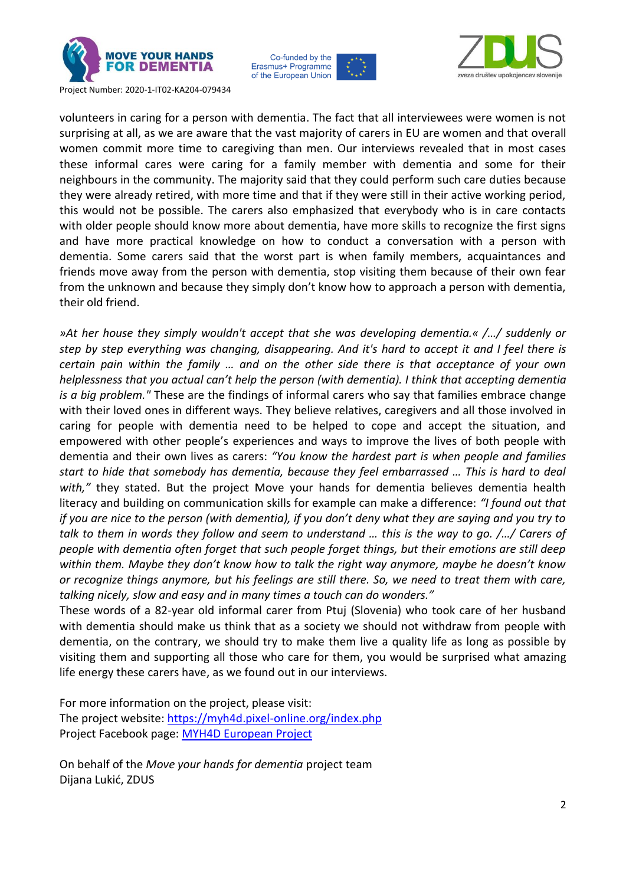volunteers in caring for a person with dementia. The fact that all interviewees were women is not surprising at all, as we are aware that the vast majority of carers in EU are women and that overall women commit more time to caregiving than men. Our interviews revealed that in most cases these informal cares were caring for a family member with dementia and some for their neighbours in the community. The majority said that they could perform such care duties because they were already retired, with more time and that if they were still in their active working period, this would not be possible. The carers also emphasized that everybody who is in care contacts with older people should know more about dementia, have more skills to recognize the first signs and have more practical knowledge on how to conduct a conversation with a person with dementia. Some carers said that the worst part is when family members, acquaintances and friends move away from the person with dementia, stop visiting them because of their own fear from the unknown and because they simply don't know how to approach a person with dementia, their old friend.

*»At her house they simply wouldn't accept that she was developing dementia.« /…/ suddenly or step by step everything was changing, disappearing. And it's hard to accept it and I feel there is certain pain within the family … and on the other side there is that acceptance of your own helplessness that you actual can't help the person (with dementia). I think that accepting dementia is a big problem."* These are the findings of informal carers who say that families embrace change with their loved ones in different ways. They believe relatives, caregivers and all those involved in caring for people with dementia need to be helped to cope and accept the situation, and empowered with other people's experiences and ways to improve the lives of both people with dementia and their own lives as carers: *"You know the hardest part is when people and families start to hide that somebody has dementia, because they feel embarrassed … This is hard to deal with,"* they stated. But the project Move your hands for dementia believes dementia health literacy and building on communication skills for example can make a difference: *"I found out that if you are nice to the person (with dementia), if you don't deny what they are saying and you try to talk to them in words they follow and seem to understand … this is the way to go. /…/ Carers of people with dementia often forget that such people forget things, but their emotions are still deep within them. Maybe they don't know how to talk the right way anymore, maybe he doesn't know or recognize things anymore, but his feelings are still there. So, we need to treat them with care, talking nicely, slow and easy and in many times a touch can do wonders."*
These words of a 82-year old informal carer from Ptuj (Slovenia) who took care of her husband with dementia should make us think that as a society we should not withdraw from people with dementia, on the contrary, we should try to make them live a quality life as long as possible by visiting them and supporting all those who care for them, you would be surprised what amazing life energy these carers have, as we found out in our interviews.

For more information on the project, please visit:
The project website: [https://myh4d.pixel-online.org/index.php](https://myh4d.pixel-online.org/index.php)
Project Facebook page: MYH4D European Project

On behalf of the *Move your hands for dementia* project team
Dijana Lukić, ZDUS